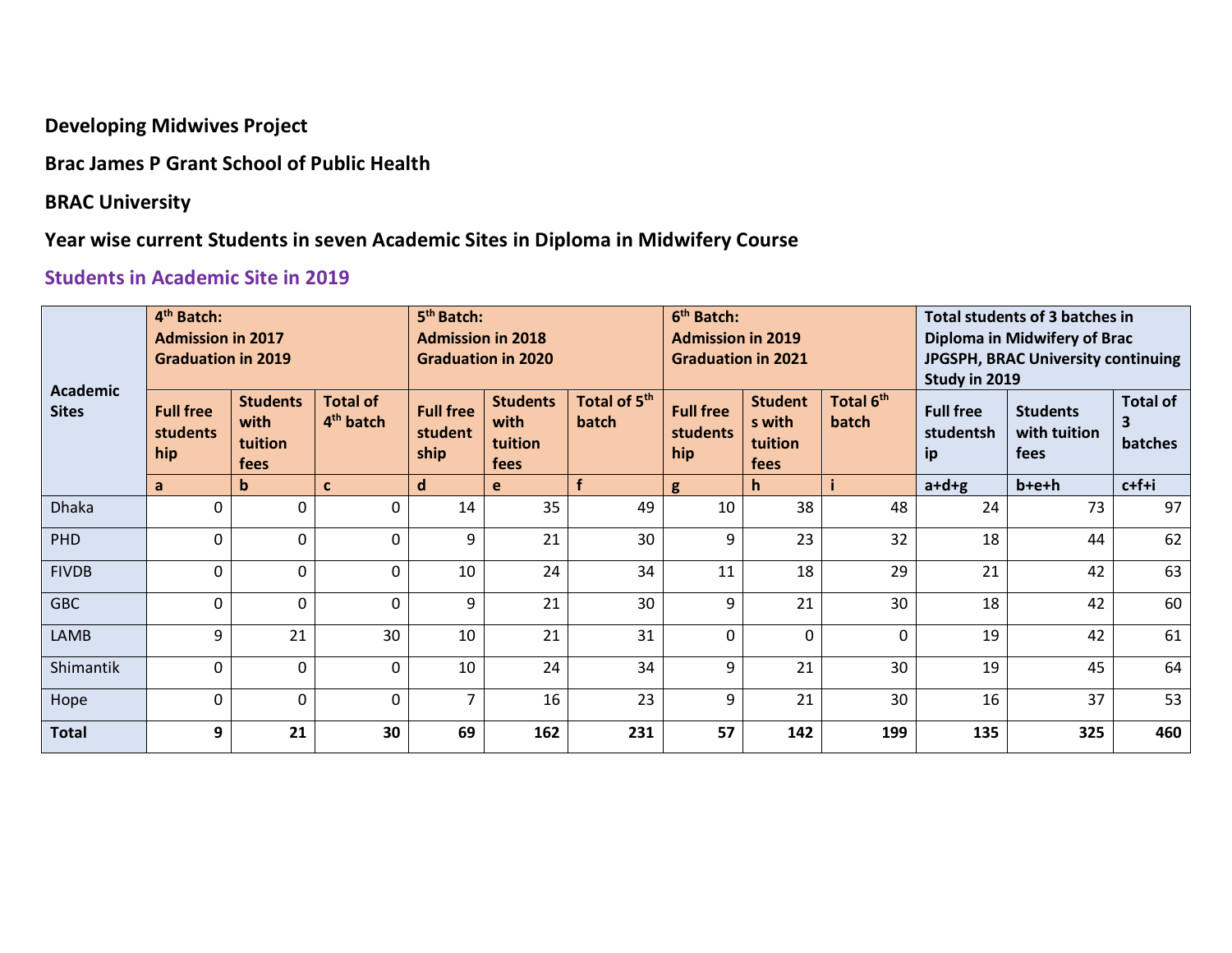**Developing Midwives Project**

**Brac James P Grant School of Public Health**

**BRAC University**

**Year wise current Students in seven Academic Sites in Diploma in Midwifery Course**

## Students in Academic Site in 2019

| Academic Sites | 4th Batch: Admission in 2017 Graduation in 2019 | | | 5th Batch: Admission in 2018 Graduation in 2020 | | | 6th Batch: Admission in 2019 Graduation in 2021 | | | Total students of 3 batches in Diploma in Midwifery of Brac JPGSPH, BRAC University continuing Study in 2019 | | |
|---|---|---|---|---|---|---|---|---|---|---|---|---|
| | Full free studentship | Students with tuition fees | Total of 4th batch | Full free studentship | Students with tuition fees | Total of 5th batch | Full free studentship | Students with tuition fees | Total 6th batch | Full free studentship | Students with tuition fees | Total of 3 batches |
| | a | b | c | d | e | f | g | h | i | a+d+g | b+e+h | c+f+i |
| Dhaka | 0 | 0 | 0 | 14 | 35 | 49 | 10 | 38 | 48 | 24 | 73 | 97 |
| PHD | 0 | 0 | 0 | 9 | 21 | 30 | 9 | 23 | 32 | 18 | 44 | 62 |
| FIVDB | 0 | 0 | 0 | 10 | 24 | 34 | 11 | 18 | 29 | 21 | 42 | 63 |
| GBC | 0 | 0 | 0 | 9 | 21 | 30 | 9 | 21 | 30 | 18 | 42 | 60 |
| LAMB | 9 | 21 | 30 | 10 | 21 | 31 | 0 | 0 | 0 | 19 | 42 | 61 |
| Shimantik | 0 | 0 | 0 | 10 | 24 | 34 | 9 | 21 | 30 | 19 | 45 | 64 |
| Hope | 0 | 0 | 0 | 7 | 16 | 23 | 9 | 21 | 30 | 16 | 37 | 53 |
| **Total** | **9** | **21** | **30** | **69** | **162** | **231** | **57** | **142** | **199** | **135** | **325** | **460** |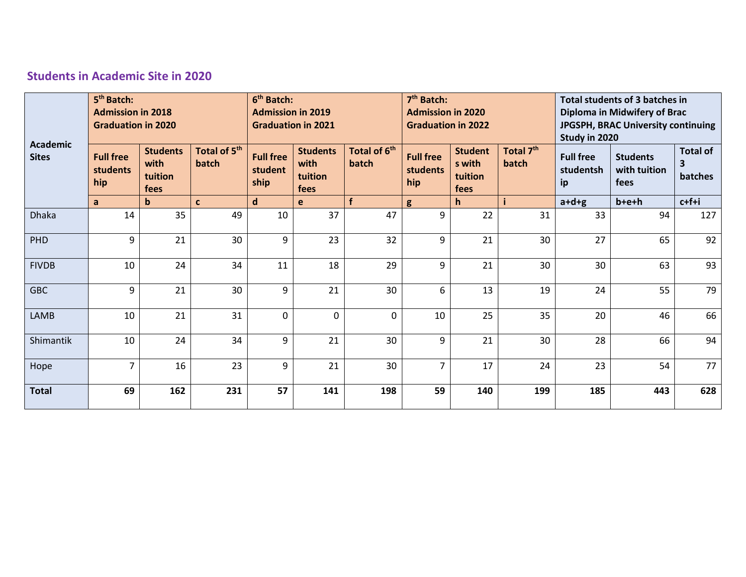## Students in Academic Site in 2020

| Academic Sites | 5th Batch: Admission in 2018 Graduation in 2020 | | | 6th Batch: Admission in 2019 Graduation in 2021 | | | 7th Batch: Admission in 2020 Graduation in 2022 | | | Total students of 3 batches in Diploma in Midwifery of Brac JPGSPH, BRAC University continuing Study in 2020 | | |
|---|---|---|---|---|---|---|---|---|---|---|---|---|
| | Full free studentship | Students with tuition fees | Total of 5th batch | Full free studentship | Students with tuition fees | Total of 6th batch | Full free studentship | Students with tuition fees | Total 7th batch | Full free studentship | Students with tuition fees | Total of 3 batches |
| | a | b | c | d | e | f | g | h | i | a+d+g | b+e+h | c+f+i |
| Dhaka | 14 | 35 | 49 | 10 | 37 | 47 | 9 | 22 | 31 | 33 | 94 | 127 |
| PHD | 9 | 21 | 30 | 9 | 23 | 32 | 9 | 21 | 30 | 27 | 65 | 92 |
| FIVDB | 10 | 24 | 34 | 11 | 18 | 29 | 9 | 21 | 30 | 30 | 63 | 93 |
| GBC | 9 | 21 | 30 | 9 | 21 | 30 | 6 | 13 | 19 | 24 | 55 | 79 |
| LAMB | 10 | 21 | 31 | 0 | 0 | 0 | 10 | 25 | 35 | 20 | 46 | 66 |
| Shimantik | 10 | 24 | 34 | 9 | 21 | 30 | 9 | 21 | 30 | 28 | 66 | 94 |
| Hope | 7 | 16 | 23 | 9 | 21 | 30 | 7 | 17 | 24 | 23 | 54 | 77 |
| **Total** | **69** | **162** | **231** | **57** | **141** | **198** | **59** | **140** | **199** | **185** | **443** | **628** |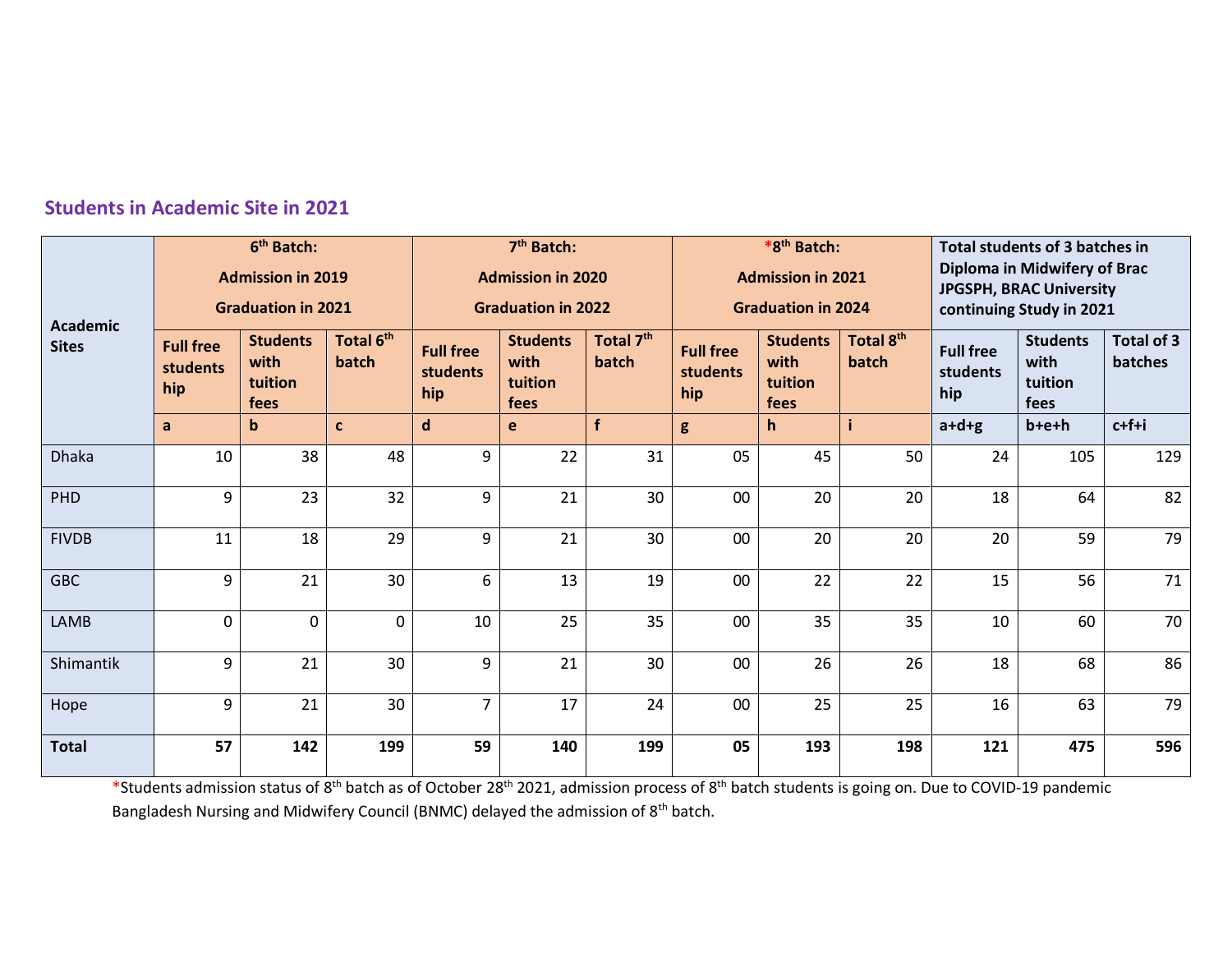## Students in Academic Site in 2021

| Academic Sites | 6th Batch: Admission in 2019 Graduation in 2021 | | | 7th Batch: Admission in 2020 Graduation in 2022 | | | *8th Batch: Admission in 2021 Graduation in 2024 | | | Total students of 3 batches in Diploma in Midwifery of Brac JPGSPH, BRAC University continuing Study in 2021 | | |
|---|---|---|---|---|---|---|---|---|---|---|---|---|
| | Full free studentship | Students with tuition fees | Total 6th batch | Full free studentship | Students with tuition fees | Total 7th batch | Full free studentship | Students with tuition fees | Total 8th batch | Full free studentship | Students with tuition fees | Total of 3 batches |
| | a | b | c | d | e | f | g | h | i | a+d+g | b+e+h | c+f+i |
| Dhaka | 10 | 38 | 48 | 9 | 22 | 31 | 05 | 45 | 50 | 24 | 105 | 129 |
| PHD | 9 | 23 | 32 | 9 | 21 | 30 | 00 | 20 | 20 | 18 | 64 | 82 |
| FIVDB | 11 | 18 | 29 | 9 | 21 | 30 | 00 | 20 | 20 | 20 | 59 | 79 |
| GBC | 9 | 21 | 30 | 6 | 13 | 19 | 00 | 22 | 22 | 15 | 56 | 71 |
| LAMB | 0 | 0 | 0 | 10 | 25 | 35 | 00 | 35 | 35 | 10 | 60 | 70 |
| Shimantik | 9 | 21 | 30 | 9 | 21 | 30 | 00 | 26 | 26 | 18 | 68 | 86 |
| Hope | 9 | 21 | 30 | 7 | 17 | 24 | 00 | 25 | 25 | 16 | 63 | 79 |
| **Total** | **57** | **142** | **199** | **59** | **140** | **199** | **05** | **193** | **198** | **121** | **475** | **596** |

*Students admission status of 8th batch as of October 28th 2021, admission process of 8th batch students is going on. Due to COVID-19 pandemic Bangladesh Nursing and Midwifery Council (BNMC) delayed the admission of 8th batch.